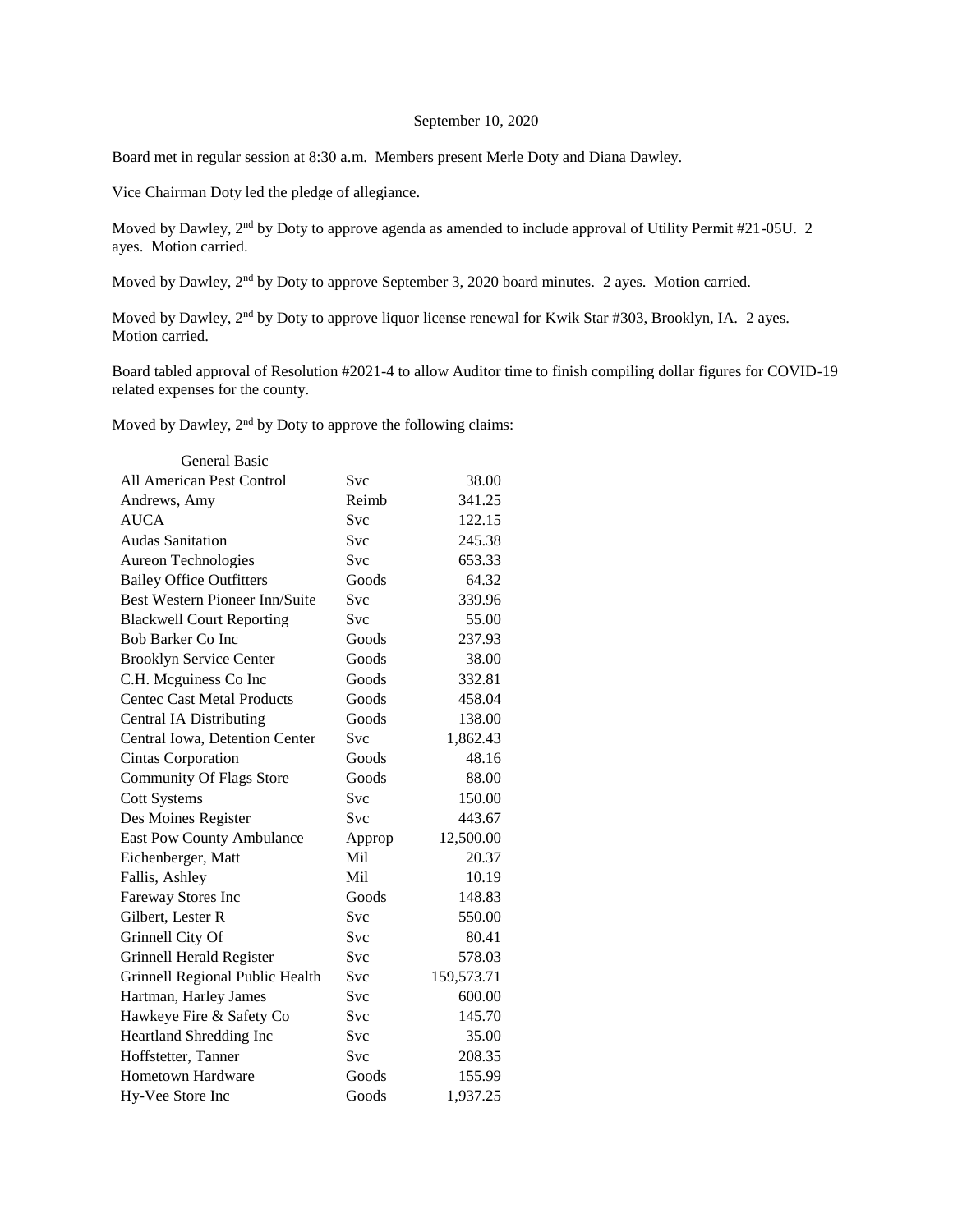September 10, 2020

Board met in regular session at 8:30 a.m. Members present Merle Doty and Diana Dawley.

Vice Chairman Doty led the pledge of allegiance.

Moved by Dawley, 2nd by Doty to approve agenda as amended to include approval of Utility Permit #21-05U. 2 ayes. Motion carried.

Moved by Dawley, 2nd by Doty to approve September 3, 2020 board minutes. 2 ayes. Motion carried.

Moved by Dawley, 2nd by Doty to approve liquor license renewal for Kwik Star #303, Brooklyn, IA. 2 ayes. Motion carried.

Board tabled approval of Resolution #2021-4 to allow Auditor time to finish compiling dollar figures for COVID-19 related expenses for the county.

Moved by Dawley, 2nd by Doty to approve the following claims:

| General Basic | | |
|---|---|---|
| All American Pest Control | Svc | 38.00 |
| Andrews, Amy | Reimb | 341.25 |
| AUCA | Svc | 122.15 |
| Audas Sanitation | Svc | 245.38 |
| Aureon Technologies | Svc | 653.33 |
| Bailey Office Outfitters | Goods | 64.32 |
| Best Western Pioneer Inn/Suite | Svc | 339.96 |
| Blackwell Court Reporting | Svc | 55.00 |
| Bob Barker Co Inc | Goods | 237.93 |
| Brooklyn Service Center | Goods | 38.00 |
| C.H. Mcguiness Co Inc | Goods | 332.81 |
| Centec Cast Metal Products | Goods | 458.04 |
| Central IA Distributing | Goods | 138.00 |
| Central Iowa, Detention Center | Svc | 1,862.43 |
| Cintas Corporation | Goods | 48.16 |
| Community Of Flags Store | Goods | 88.00 |
| Cott Systems | Svc | 150.00 |
| Des Moines Register | Svc | 443.67 |
| East Pow County Ambulance | Approp | 12,500.00 |
| Eichenberger, Matt | Mil | 20.37 |
| Fallis, Ashley | Mil | 10.19 |
| Fareway Stores Inc | Goods | 148.83 |
| Gilbert, Lester R | Svc | 550.00 |
| Grinnell City Of | Svc | 80.41 |
| Grinnell Herald Register | Svc | 578.03 |
| Grinnell Regional Public Health | Svc | 159,573.71 |
| Hartman, Harley James | Svc | 600.00 |
| Hawkeye Fire & Safety Co | Svc | 145.70 |
| Heartland Shredding Inc | Svc | 35.00 |
| Hoffstetter, Tanner | Svc | 208.35 |
| Hometown Hardware | Goods | 155.99 |
| Hy-Vee Store Inc | Goods | 1,937.25 |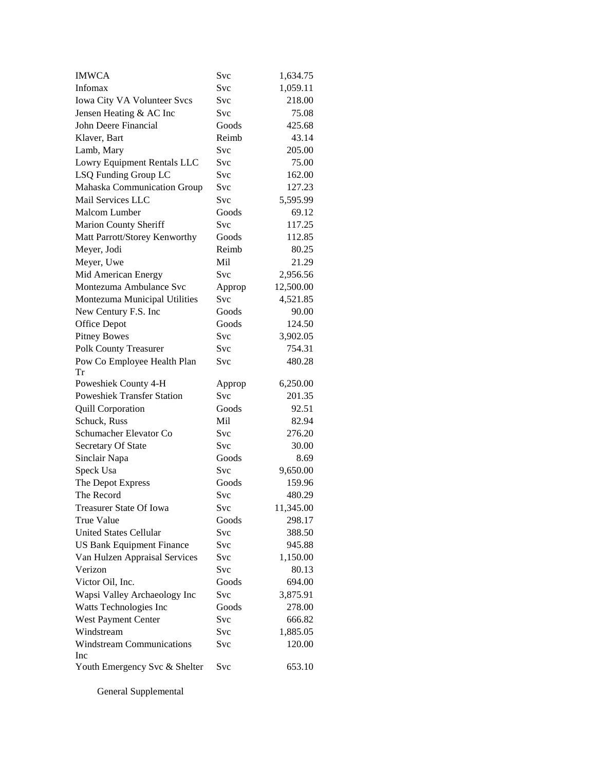| | | |
|---|---|---|
| IMWCA | Svc | 1,634.75 |
| Infomax | Svc | 1,059.11 |
| Iowa City VA Volunteer Svcs | Svc | 218.00 |
| Jensen Heating & AC Inc | Svc | 75.08 |
| John Deere Financial | Goods | 425.68 |
| Klaver, Bart | Reimb | 43.14 |
| Lamb, Mary | Svc | 205.00 |
| Lowry Equipment Rentals LLC | Svc | 75.00 |
| LSQ Funding Group LC | Svc | 162.00 |
| Mahaska Communication Group | Svc | 127.23 |
| Mail Services LLC | Svc | 5,595.99 |
| Malcom Lumber | Goods | 69.12 |
| Marion County Sheriff | Svc | 117.25 |
| Matt Parrott/Storey Kenworthy | Goods | 112.85 |
| Meyer, Jodi | Reimb | 80.25 |
| Meyer, Uwe | Mil | 21.29 |
| Mid American Energy | Svc | 2,956.56 |
| Montezuma Ambulance Svc | Approp | 12,500.00 |
| Montezuma Municipal Utilities | Svc | 4,521.85 |
| New Century F.S. Inc | Goods | 90.00 |
| Office Depot | Goods | 124.50 |
| Pitney Bowes | Svc | 3,902.05 |
| Polk County Treasurer | Svc | 754.31 |
| Pow Co Employee Health Plan Tr | Svc | 480.28 |
| Poweshiek County 4-H | Approp | 6,250.00 |
| Poweshiek Transfer Station | Svc | 201.35 |
| Quill Corporation | Goods | 92.51 |
| Schuck, Russ | Mil | 82.94 |
| Schumacher Elevator Co | Svc | 276.20 |
| Secretary Of State | Svc | 30.00 |
| Sinclair Napa | Goods | 8.69 |
| Speck Usa | Svc | 9,650.00 |
| The Depot Express | Goods | 159.96 |
| The Record | Svc | 480.29 |
| Treasurer State Of Iowa | Svc | 11,345.00 |
| True Value | Goods | 298.17 |
| United States Cellular | Svc | 388.50 |
| US Bank Equipment Finance | Svc | 945.88 |
| Van Hulzen Appraisal Services | Svc | 1,150.00 |
| Verizon | Svc | 80.13 |
| Victor Oil, Inc. | Goods | 694.00 |
| Wapsi Valley Archaeology Inc | Svc | 3,875.91 |
| Watts Technologies Inc | Goods | 278.00 |
| West Payment Center | Svc | 666.82 |
| Windstream | Svc | 1,885.05 |
| Windstream Communications Inc | Svc | 120.00 |
| Youth Emergency Svc & Shelter | Svc | 653.10 |

General Supplemental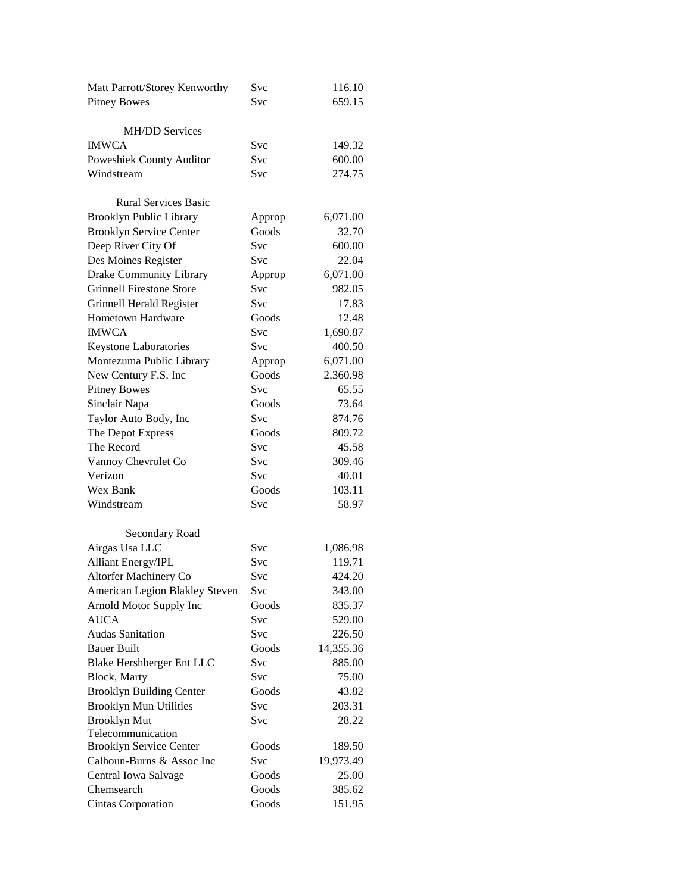| | | |
|---|---|---|
| Matt Parrott/Storey Kenworthy | Svc | 116.10 |
| Pitney Bowes | Svc | 659.15 |

MH/DD Services

| | | |
|---|---|---|
| IMWCA | Svc | 149.32 |
| Poweshiek County Auditor | Svc | 600.00 |
| Windstream | Svc | 274.75 |

Rural Services Basic

| | | |
|---|---|---|
| Brooklyn Public Library | Approp | 6,071.00 |
| Brooklyn Service Center | Goods | 32.70 |
| Deep River City Of | Svc | 600.00 |
| Des Moines Register | Svc | 22.04 |
| Drake Community Library | Approp | 6,071.00 |
| Grinnell Firestone Store | Svc | 982.05 |
| Grinnell Herald Register | Svc | 17.83 |
| Hometown Hardware | Goods | 12.48 |
| IMWCA | Svc | 1,690.87 |
| Keystone Laboratories | Svc | 400.50 |
| Montezuma Public Library | Approp | 6,071.00 |
| New Century F.S. Inc | Goods | 2,360.98 |
| Pitney Bowes | Svc | 65.55 |
| Sinclair Napa | Goods | 73.64 |
| Taylor Auto Body, Inc | Svc | 874.76 |
| The Depot Express | Goods | 809.72 |
| The Record | Svc | 45.58 |
| Vannoy Chevrolet Co | Svc | 309.46 |
| Verizon | Svc | 40.01 |
| Wex Bank | Goods | 103.11 |
| Windstream | Svc | 58.97 |

Secondary Road

| | | |
|---|---|---|
| Airgas Usa LLC | Svc | 1,086.98 |
| Alliant Energy/IPL | Svc | 119.71 |
| Altorfer Machinery Co | Svc | 424.20 |
| American Legion Blakley Steven | Svc | 343.00 |
| Arnold Motor Supply Inc | Goods | 835.37 |
| AUCA | Svc | 529.00 |
| Audas Sanitation | Svc | 226.50 |
| Bauer Built | Goods | 14,355.36 |
| Blake Hershberger Ent LLC | Svc | 885.00 |
| Block, Marty | Svc | 75.00 |
| Brooklyn Building Center | Goods | 43.82 |
| Brooklyn Mun Utilities | Svc | 203.31 |
| Brooklyn Mut Telecommunication | Svc | 28.22 |
| Brooklyn Service Center | Goods | 189.50 |
| Calhoun-Burns & Assoc Inc | Svc | 19,973.49 |
| Central Iowa Salvage | Goods | 25.00 |
| Chemsearch | Goods | 385.62 |
| Cintas Corporation | Goods | 151.95 |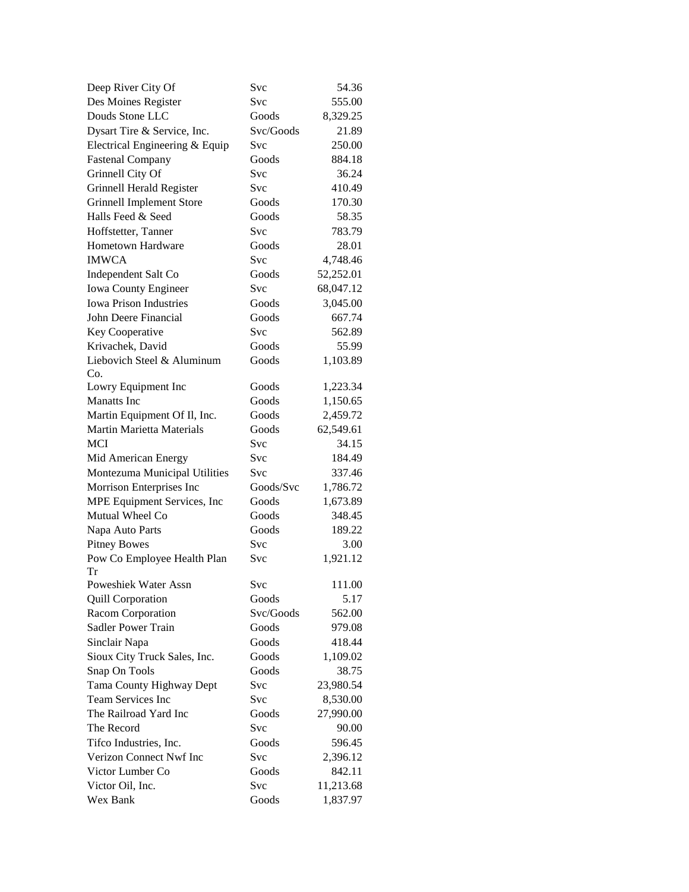| | | |
|---|---|---|
| Deep River City Of | Svc | 54.36 |
| Des Moines Register | Svc | 555.00 |
| Douds Stone LLC | Goods | 8,329.25 |
| Dysart Tire & Service, Inc. | Svc/Goods | 21.89 |
| Electrical Engineering & Equip | Svc | 250.00 |
| Fastenal Company | Goods | 884.18 |
| Grinnell City Of | Svc | 36.24 |
| Grinnell Herald Register | Svc | 410.49 |
| Grinnell Implement Store | Goods | 170.30 |
| Halls Feed & Seed | Goods | 58.35 |
| Hoffstetter, Tanner | Svc | 783.79 |
| Hometown Hardware | Goods | 28.01 |
| IMWCA | Svc | 4,748.46 |
| Independent Salt Co | Goods | 52,252.01 |
| Iowa County Engineer | Svc | 68,047.12 |
| Iowa Prison Industries | Goods | 3,045.00 |
| John Deere Financial | Goods | 667.74 |
| Key Cooperative | Svc | 562.89 |
| Krivachek, David | Goods | 55.99 |
| Liebovich Steel & Aluminum Co. | Goods | 1,103.89 |
| Lowry Equipment Inc | Goods | 1,223.34 |
| Manatts Inc | Goods | 1,150.65 |
| Martin Equipment Of Il, Inc. | Goods | 2,459.72 |
| Martin Marietta Materials | Goods | 62,549.61 |
| MCI | Svc | 34.15 |
| Mid American Energy | Svc | 184.49 |
| Montezuma Municipal Utilities | Svc | 337.46 |
| Morrison Enterprises Inc | Goods/Svc | 1,786.72 |
| MPE Equipment Services, Inc | Goods | 1,673.89 |
| Mutual Wheel Co | Goods | 348.45 |
| Napa Auto Parts | Goods | 189.22 |
| Pitney Bowes | Svc | 3.00 |
| Pow Co Employee Health Plan Tr | Svc | 1,921.12 |
| Poweshiek Water Assn | Svc | 111.00 |
| Quill Corporation | Goods | 5.17 |
| Racom Corporation | Svc/Goods | 562.00 |
| Sadler Power Train | Goods | 979.08 |
| Sinclair Napa | Goods | 418.44 |
| Sioux City Truck Sales, Inc. | Goods | 1,109.02 |
| Snap On Tools | Goods | 38.75 |
| Tama County Highway Dept | Svc | 23,980.54 |
| Team Services Inc | Svc | 8,530.00 |
| The Railroad Yard Inc | Goods | 27,990.00 |
| The Record | Svc | 90.00 |
| Tifco Industries, Inc. | Goods | 596.45 |
| Verizon Connect Nwf Inc | Svc | 2,396.12 |
| Victor Lumber Co | Goods | 842.11 |
| Victor Oil, Inc. | Svc | 11,213.68 |
| Wex Bank | Goods | 1,837.97 |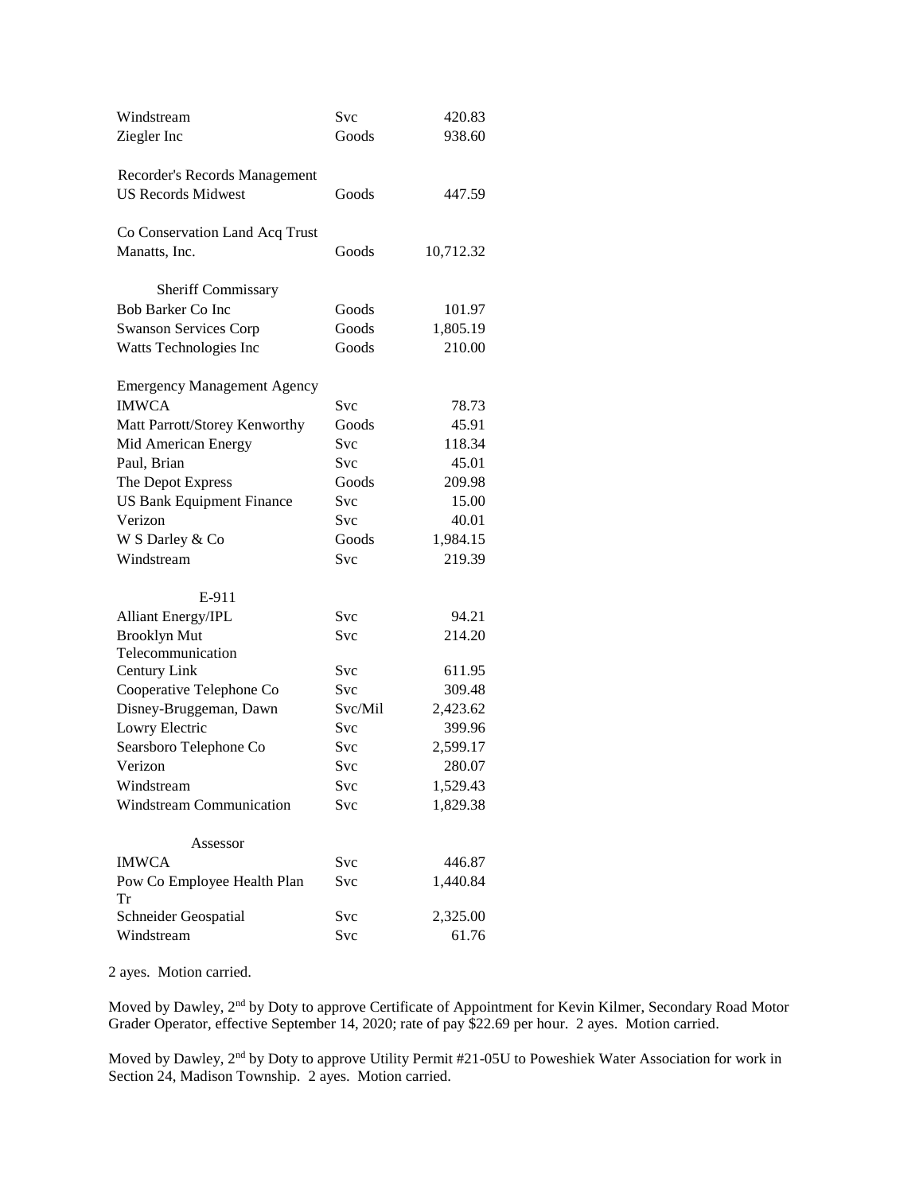| | | |
|---|---|---|
| Windstream | Svc | 420.83 |
| Ziegler Inc | Goods | 938.60 |
| | | |
| Recorder's Records Management | | |
| US Records Midwest | Goods | 447.59 |
| | | |
| Co Conservation Land Acq Trust | | |
| Manatts, Inc. | Goods | 10,712.32 |
| | | |
| Sheriff Commissary | | |
| Bob Barker Co Inc | Goods | 101.97 |
| Swanson Services Corp | Goods | 1,805.19 |
| Watts Technologies Inc | Goods | 210.00 |
| | | |
| Emergency Management Agency | | |
| IMWCA | Svc | 78.73 |
| Matt Parrott/Storey Kenworthy | Goods | 45.91 |
| Mid American Energy | Svc | 118.34 |
| Paul, Brian | Svc | 45.01 |
| The Depot Express | Goods | 209.98 |
| US Bank Equipment Finance | Svc | 15.00 |
| Verizon | Svc | 40.01 |
| W S Darley & Co | Goods | 1,984.15 |
| Windstream | Svc | 219.39 |
| | | |
| E-911 | | |
| Alliant Energy/IPL | Svc | 94.21 |
| Brooklyn Mut Telecommunication | Svc | 214.20 |
| Century Link | Svc | 611.95 |
| Cooperative Telephone Co | Svc | 309.48 |
| Disney-Bruggeman, Dawn | Svc/Mil | 2,423.62 |
| Lowry Electric | Svc | 399.96 |
| Searsboro Telephone Co | Svc | 2,599.17 |
| Verizon | Svc | 280.07 |
| Windstream | Svc | 1,529.43 |
| Windstream Communication | Svc | 1,829.38 |
| | | |
| Assessor | | |
| IMWCA | Svc | 446.87 |
| Pow Co Employee Health Plan Tr | Svc | 1,440.84 |
| Schneider Geospatial | Svc | 2,325.00 |
| Windstream | Svc | 61.76 |

2 ayes. Motion carried.

Moved by Dawley, 2nd by Doty to approve Certificate of Appointment for Kevin Kilmer, Secondary Road Motor Grader Operator, effective September 14, 2020; rate of pay $22.69 per hour. 2 ayes. Motion carried.

Moved by Dawley, 2nd by Doty to approve Utility Permit #21-05U to Poweshiek Water Association for work in Section 24, Madison Township. 2 ayes. Motion carried.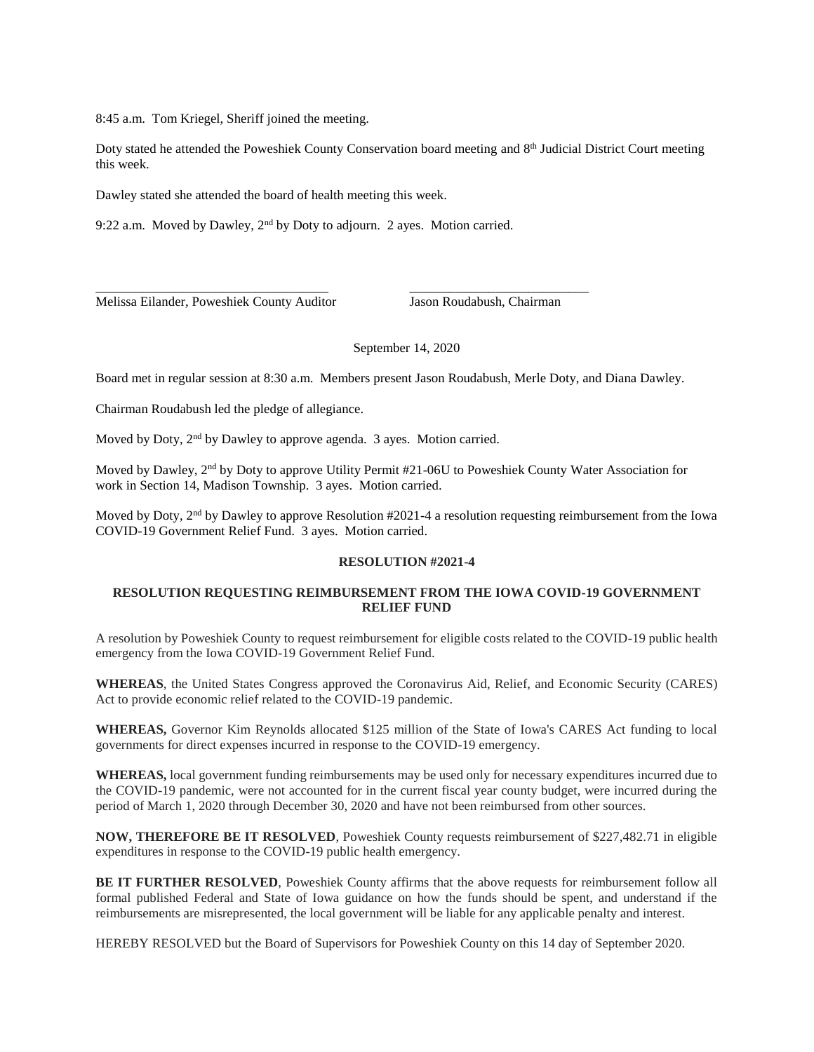8:45 a.m. Tom Kriegel, Sheriff joined the meeting.

Doty stated he attended the Poweshiek County Conservation board meeting and 8th Judicial District Court meeting this week.

Dawley stated she attended the board of health meeting this week.

9:22 a.m. Moved by Dawley, 2nd by Doty to adjourn. 2 ayes. Motion carried.

\_\_\_\_\_\_\_\_\_\_\_\_\_\_\_\_\_\_\_\_\_\_\_\_\_\_\_\_\_\_\_\_\_\_\_\_ \_\_\_\_\_\_\_\_\_\_\_\_\_\_\_\_\_\_\_\_\_\_\_\_\_\_\_\_\_\_

Melissa Eilander, Poweshiek County Auditor    Jason Roudabush, Chairman

September 14, 2020

Board met in regular session at 8:30 a.m. Members present Jason Roudabush, Merle Doty, and Diana Dawley.

Chairman Roudabush led the pledge of allegiance.

Moved by Doty, 2nd by Dawley to approve agenda. 3 ayes. Motion carried.

Moved by Dawley, 2nd by Doty to approve Utility Permit #21-06U to Poweshiek County Water Association for work in Section 14, Madison Township. 3 ayes. Motion carried.

Moved by Doty, 2nd by Dawley to approve Resolution #2021-4 a resolution requesting reimbursement from the Iowa COVID-19 Government Relief Fund. 3 ayes. Motion carried.

**RESOLUTION #2021-4**

**RESOLUTION REQUESTING REIMBURSEMENT FROM THE IOWA COVID-19 GOVERNMENT RELIEF FUND**

A resolution by Poweshiek County to request reimbursement for eligible costs related to the COVID-19 public health emergency from the Iowa COVID-19 Government Relief Fund.

**WHEREAS**, the United States Congress approved the Coronavirus Aid, Relief, and Economic Security (CARES) Act to provide economic relief related to the COVID-19 pandemic.

**WHEREAS,** Governor Kim Reynolds allocated $125 million of the State of Iowa's CARES Act funding to local governments for direct expenses incurred in response to the COVID-19 emergency.

**WHEREAS,** local government funding reimbursements may be used only for necessary expenditures incurred due to the COVID-19 pandemic, were not accounted for in the current fiscal year county budget, were incurred during the period of March 1, 2020 through December 30, 2020 and have not been reimbursed from other sources.

**NOW, THEREFORE BE IT RESOLVED**, Poweshiek County requests reimbursement of $227,482.71 in eligible expenditures in response to the COVID-19 public health emergency.

**BE IT FURTHER RESOLVED**, Poweshiek County affirms that the above requests for reimbursement follow all formal published Federal and State of Iowa guidance on how the funds should be spent, and understand if the reimbursements are misrepresented, the local government will be liable for any applicable penalty and interest.

HEREBY RESOLVED but the Board of Supervisors for Poweshiek County on this 14 day of September 2020.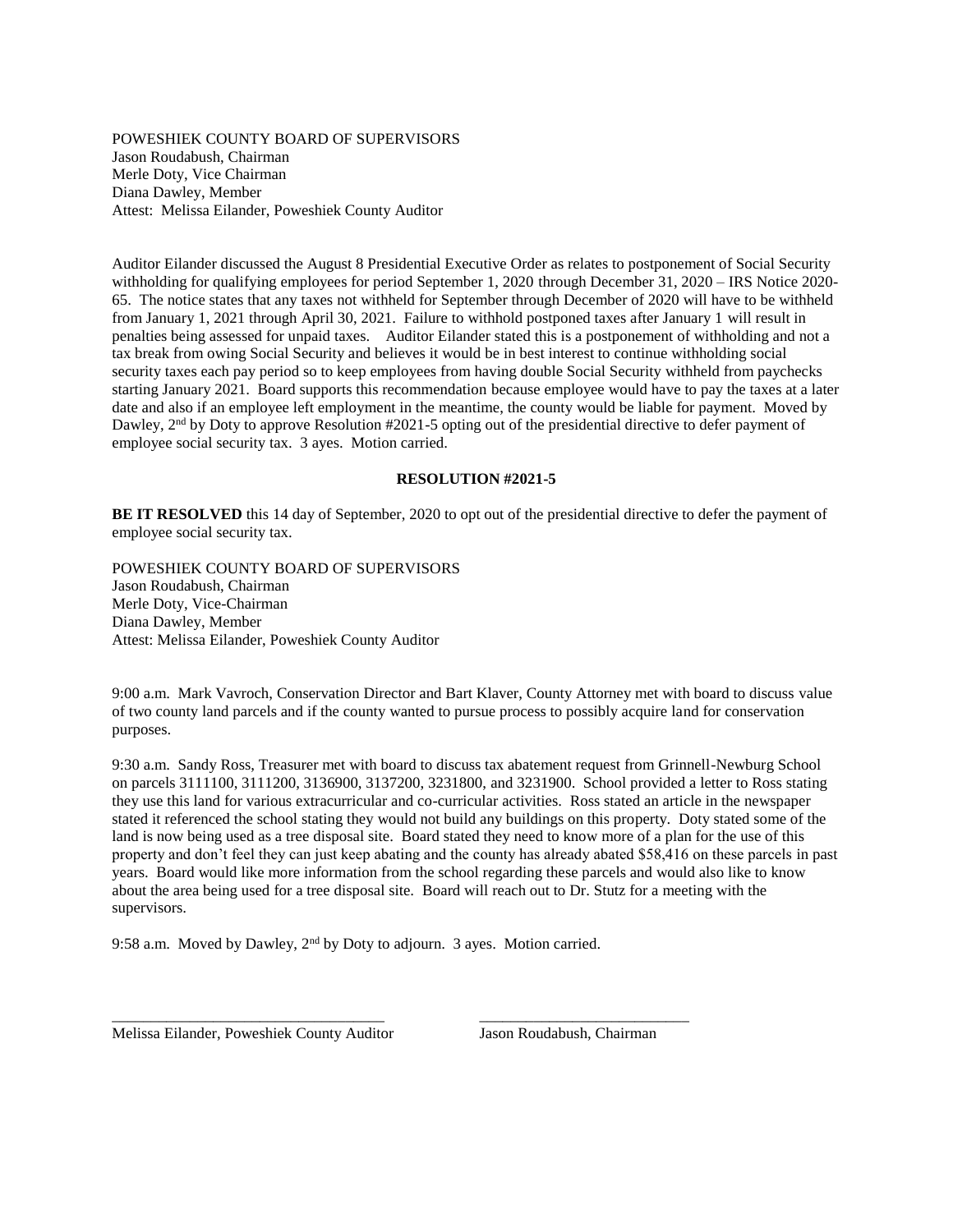POWESHIEK COUNTY BOARD OF SUPERVISORS
Jason Roudabush, Chairman
Merle Doty, Vice Chairman
Diana Dawley, Member
Attest: Melissa Eilander, Poweshiek County Auditor

Auditor Eilander discussed the August 8 Presidential Executive Order as relates to postponement of Social Security withholding for qualifying employees for period September 1, 2020 through December 31, 2020 – IRS Notice 2020-65. The notice states that any taxes not withheld for September through December of 2020 will have to be withheld from January 1, 2021 through April 30, 2021. Failure to withhold postponed taxes after January 1 will result in penalties being assessed for unpaid taxes. Auditor Eilander stated this is a postponement of withholding and not a tax break from owing Social Security and believes it would be in best interest to continue withholding social security taxes each pay period so to keep employees from having double Social Security withheld from paychecks starting January 2021. Board supports this recommendation because employee would have to pay the taxes at a later date and also if an employee left employment in the meantime, the county would be liable for payment. Moved by Dawley, 2nd by Doty to approve Resolution #2021-5 opting out of the presidential directive to defer payment of employee social security tax. 3 ayes. Motion carried.

**RESOLUTION #2021-5**

**BE IT RESOLVED** this 14 day of September, 2020 to opt out of the presidential directive to defer the payment of employee social security tax.

POWESHIEK COUNTY BOARD OF SUPERVISORS
Jason Roudabush, Chairman
Merle Doty, Vice-Chairman
Diana Dawley, Member
Attest: Melissa Eilander, Poweshiek County Auditor

9:00 a.m. Mark Vavroch, Conservation Director and Bart Klaver, County Attorney met with board to discuss value of two county land parcels and if the county wanted to pursue process to possibly acquire land for conservation purposes.

9:30 a.m. Sandy Ross, Treasurer met with board to discuss tax abatement request from Grinnell-Newburg School on parcels 3111100, 3111200, 3136900, 3137200, 3231800, and 3231900. School provided a letter to Ross stating they use this land for various extracurricular and co-curricular activities. Ross stated an article in the newspaper stated it referenced the school stating they would not build any buildings on this property. Doty stated some of the land is now being used as a tree disposal site. Board stated they need to know more of a plan for the use of this property and don't feel they can just keep abating and the county has already abated $58,416 on these parcels in past years. Board would like more information from the school regarding these parcels and would also like to know about the area being used for a tree disposal site. Board will reach out to Dr. Stutz for a meeting with the supervisors.

9:58 a.m. Moved by Dawley, 2nd by Doty to adjourn. 3 ayes. Motion carried.

\_\_\_\_\_\_\_\_\_\_\_\_\_\_\_\_\_\_\_\_\_\_\_\_\_\_\_\_\_\_\_\_\_\_\_\_ \_\_\_\_\_\_\_\_\_\_\_\_\_\_\_\_\_\_\_\_\_\_\_\_\_\_\_\_
Melissa Eilander, Poweshiek County Auditor Jason Roudabush, Chairman